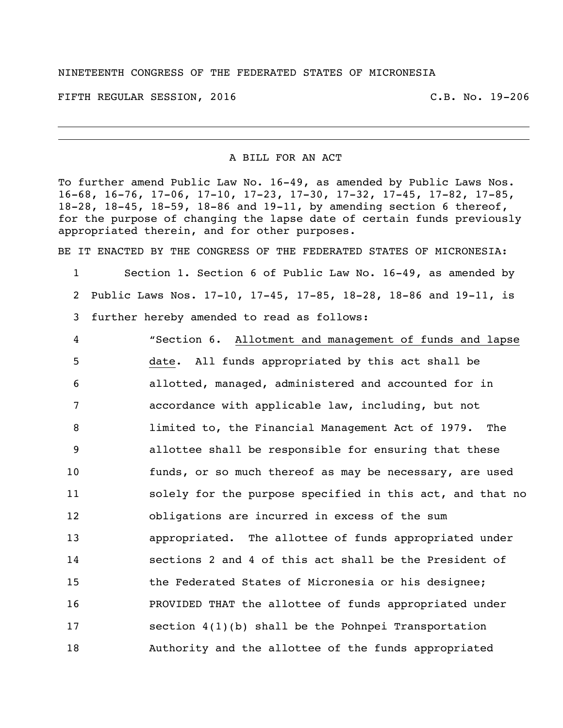NINETEENTH CONGRESS OF THE FEDERATED STATES OF MICRONESIA

FIFTH REGULAR SESSION, 2016 C.B. No. 19-206

---

A BILL FOR AN ACT

To further amend Public Law No. 16-49, as amended by Public Laws Nos. 16-68, 16-76, 17-06, 17-10, 17-23, 17-30, 17-32, 17-45, 17-82, 17-85, 18-28, 18-45, 18-59, 18-86 and 19-11, by amending section 6 thereof, for the purpose of changing the lapse date of certain funds previously appropriated therein, and for other purposes.

BE IT ENACTED BY THE CONGRESS OF THE FEDERATED STATES OF MICRONESIA:

1 Section 1. Section 6 of Public Law No. 16-49, as amended by
2 Public Laws Nos. 17-10, 17-45, 17-85, 18-28, 18-86 and 19-11, is
3 further hereby amended to read as follows:

4 "Section 6. Allotment and management of funds and lapse
5 date. All funds appropriated by this act shall be
6 allotted, managed, administered and accounted for in
7 accordance with applicable law, including, but not
8 limited to, the Financial Management Act of 1979. The
9 allottee shall be responsible for ensuring that these
10 funds, or so much thereof as may be necessary, are used
11 solely for the purpose specified in this act, and that no
12 obligations are incurred in excess of the sum
13 appropriated. The allottee of funds appropriated under
14 sections 2 and 4 of this act shall be the President of
15 the Federated States of Micronesia or his designee;
16 PROVIDED THAT the allottee of funds appropriated under
17 section 4(1)(b) shall be the Pohnpei Transportation
18 Authority and the allottee of the funds appropriated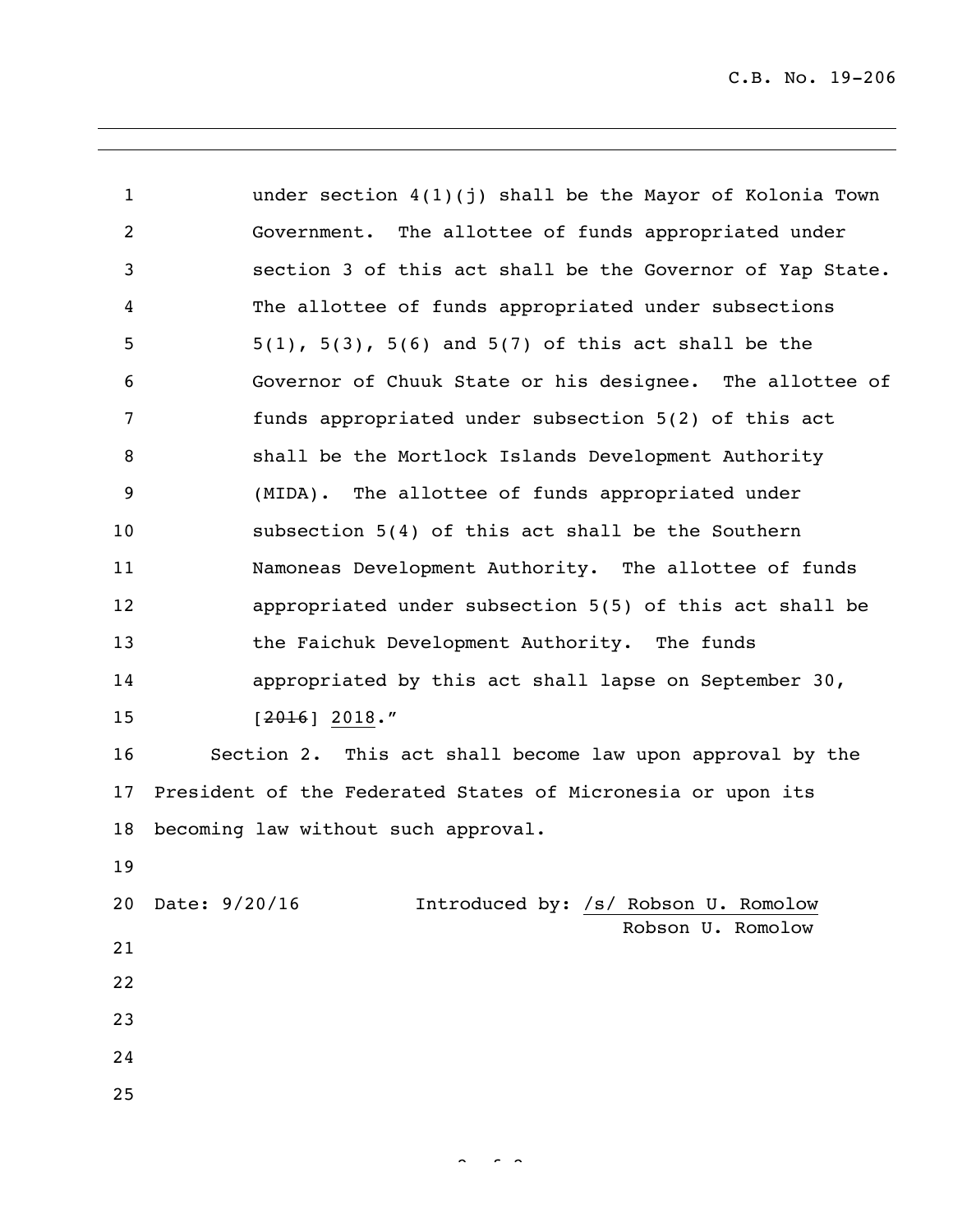under section 4(1)(j) shall be the Mayor of Kolonia Town Government. The allottee of funds appropriated under section 3 of this act shall be the Governor of Yap State. The allottee of funds appropriated under subsections 5(1), 5(3), 5(6) and 5(7) of this act shall be the Governor of Chuuk State or his designee. The allottee of funds appropriated under subsection 5(2) of this act shall be the Mortlock Islands Development Authority (MIDA). The allottee of funds appropriated under subsection 5(4) of this act shall be the Southern Namoneas Development Authority. The allottee of funds appropriated under subsection 5(5) of this act shall be the Faichuk Development Authority. The funds appropriated by this act shall lapse on September 30, [~~2016~~] <u>2018</u>."

Section 2. This act shall become law upon approval by the President of the Federated States of Micronesia or upon its becoming law without such approval.

Date: 9/20/16 Introduced by: <u>/s/ Robson U. Romolow</u>
Robson U. Romolow